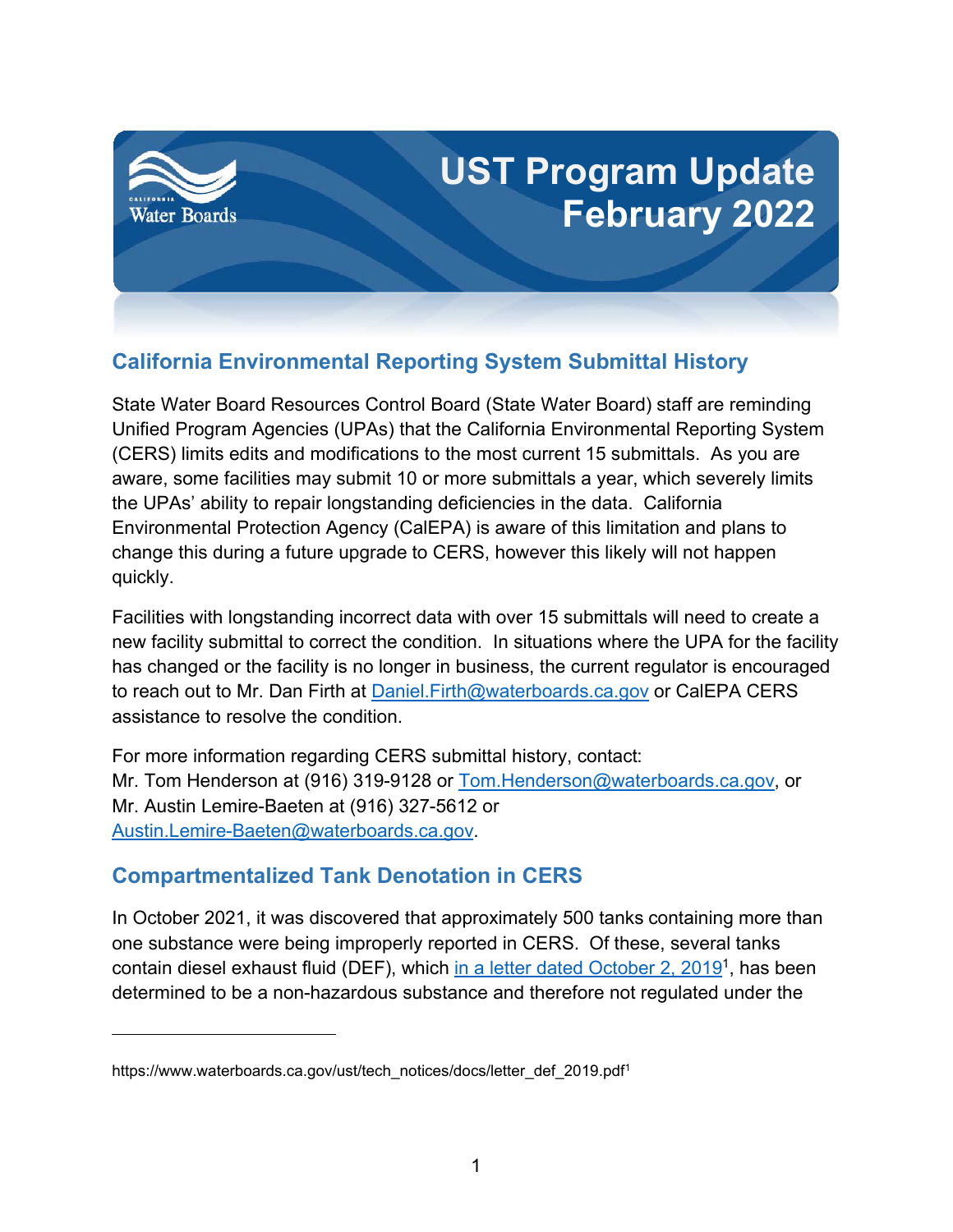# UST Program Update February 2022

## California Environmental Reporting System Submittal History

State Water Board Resources Control Board (State Water Board) staff are reminding Unified Program Agencies (UPAs) that the California Environmental Reporting System (CERS) limits edits and modifications to the most current 15 submittals. As you are aware, some facilities may submit 10 or more submittals a year, which severely limits the UPAs' ability to repair longstanding deficiencies in the data. California Environmental Protection Agency (CalEPA) is aware of this limitation and plans to change this during a future upgrade to CERS, however this likely will not happen quickly.

Facilities with longstanding incorrect data with over 15 submittals will need to create a new facility submittal to correct the condition. In situations where the UPA for the facility has changed or the facility is no longer in business, the current regulator is encouraged to reach out to Mr. Dan Firth at Daniel.Firth@waterboards.ca.gov or CalEPA CERS assistance to resolve the condition.

For more information regarding CERS submittal history, contact:
Mr. Tom Henderson at (916) 319-9128 or Tom.Henderson@waterboards.ca.gov, or
Mr. Austin Lemire-Baeten at (916) 327-5612 or
Austin.Lemire-Baeten@waterboards.ca.gov.

## Compartmentalized Tank Denotation in CERS

In October 2021, it was discovered that approximately 500 tanks containing more than one substance were being improperly reported in CERS. Of these, several tanks contain diesel exhaust fluid (DEF), which in a letter dated October 2, 2019[1], has been determined to be a non-hazardous substance and therefore not regulated under the

---

https://www.waterboards.ca.gov/ust/tech_notices/docs/letter_def_2019.pdf[1]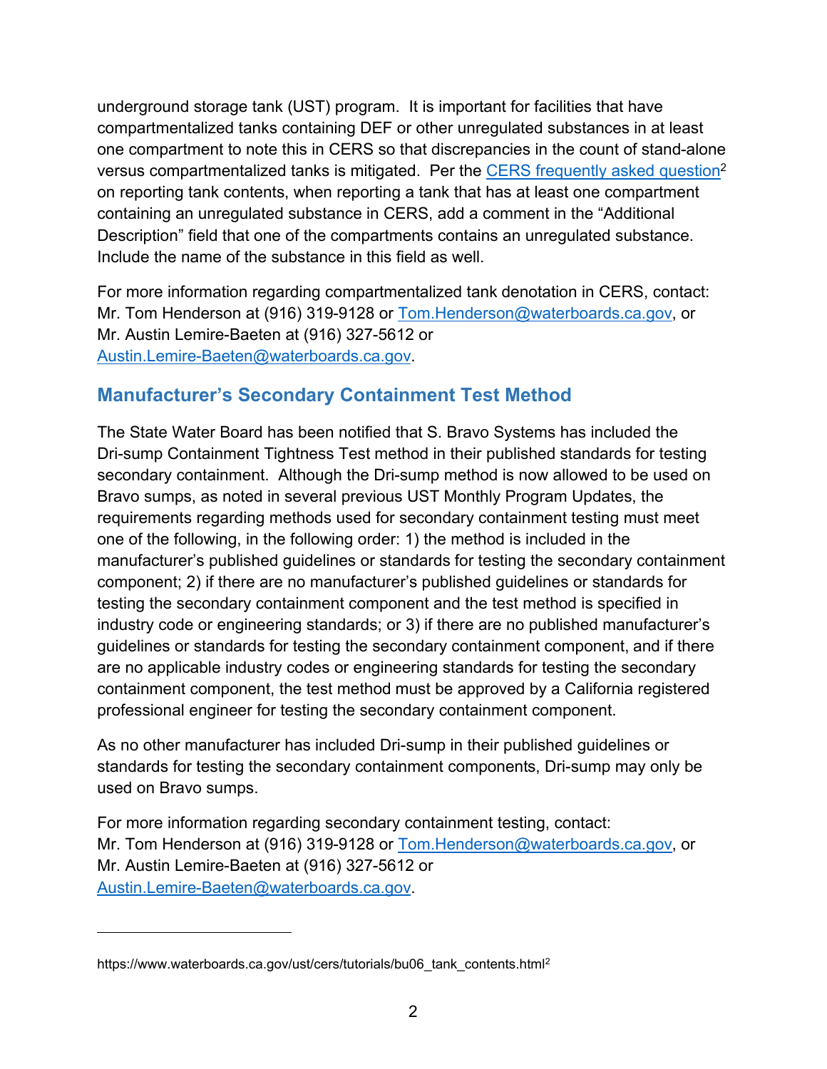underground storage tank (UST) program. It is important for facilities that have compartmentalized tanks containing DEF or other unregulated substances in at least one compartment to note this in CERS so that discrepancies in the count of stand-alone versus compartmentalized tanks is mitigated. Per the [CERS frequently asked question][2] on reporting tank contents, when reporting a tank that has at least one compartment containing an unregulated substance in CERS, add a comment in the "Additional Description" field that one of the compartments contains an unregulated substance. Include the name of the substance in this field as well.

For more information regarding compartmentalized tank denotation in CERS, contact: Mr. Tom Henderson at (916) 319-9128 or Tom.Henderson@waterboards.ca.gov, or Mr. Austin Lemire-Baeten at (916) 327-5612 or Austin.Lemire-Baeten@waterboards.ca.gov.

## Manufacturer's Secondary Containment Test Method

The State Water Board has been notified that S. Bravo Systems has included the Dri-sump Containment Tightness Test method in their published standards for testing secondary containment. Although the Dri-sump method is now allowed to be used on Bravo sumps, as noted in several previous UST Monthly Program Updates, the requirements regarding methods used for secondary containment testing must meet one of the following, in the following order: 1) the method is included in the manufacturer's published guidelines or standards for testing the secondary containment component; 2) if there are no manufacturer's published guidelines or standards for testing the secondary containment component and the test method is specified in industry code or engineering standards; or 3) if there are no published manufacturer's guidelines or standards for testing the secondary containment component, and if there are no applicable industry codes or engineering standards for testing the secondary containment component, the test method must be approved by a California registered professional engineer for testing the secondary containment component.

As no other manufacturer has included Dri-sump in their published guidelines or standards for testing the secondary containment components, Dri-sump may only be used on Bravo sumps.

For more information regarding secondary containment testing, contact: Mr. Tom Henderson at (916) 319-9128 or Tom.Henderson@waterboards.ca.gov, or Mr. Austin Lemire-Baeten at (916) 327-5612 or Austin.Lemire-Baeten@waterboards.ca.gov.

---

https://www.waterboards.ca.gov/ust/cers/tutorials/bu06_tank_contents.html[2]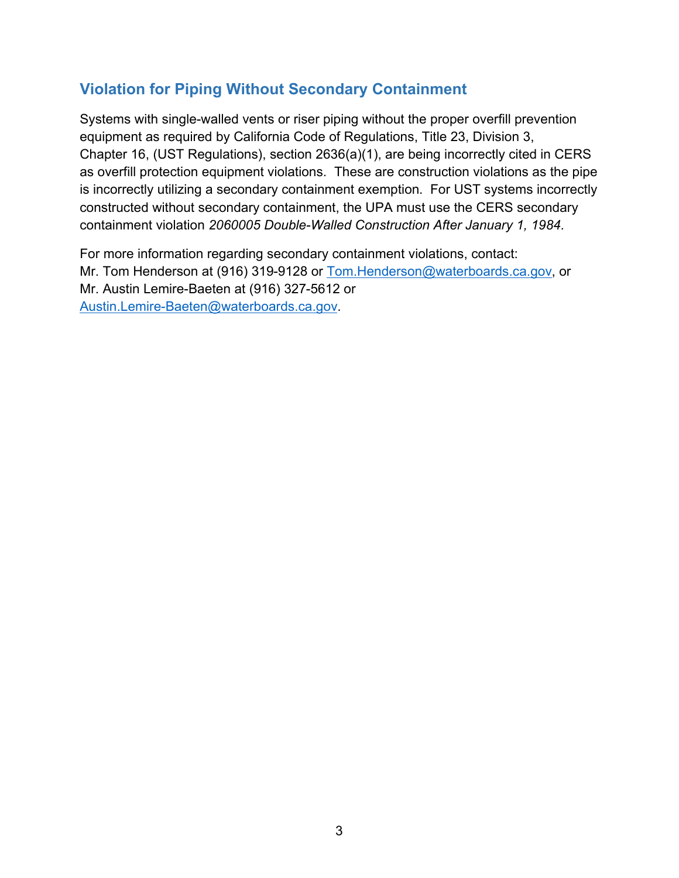## Violation for Piping Without Secondary Containment

Systems with single-walled vents or riser piping without the proper overfill prevention equipment as required by California Code of Regulations, Title 23, Division 3, Chapter 16, (UST Regulations), section 2636(a)(1), are being incorrectly cited in CERS as overfill protection equipment violations. These are construction violations as the pipe is incorrectly utilizing a secondary containment exemption. For UST systems incorrectly constructed without secondary containment, the UPA must use the CERS secondary containment violation *2060005 Double-Walled Construction After January 1, 1984*.

For more information regarding secondary containment violations, contact:
Mr. Tom Henderson at (916) 319-9128 or [Tom.Henderson@waterboards.ca.gov](mailto:Tom.Henderson@waterboards.ca.gov), or
Mr. Austin Lemire-Baeten at (916) 327-5612 or
[Austin.Lemire-Baeten@waterboards.ca.gov](mailto:Austin.Lemire-Baeten@waterboards.ca.gov).